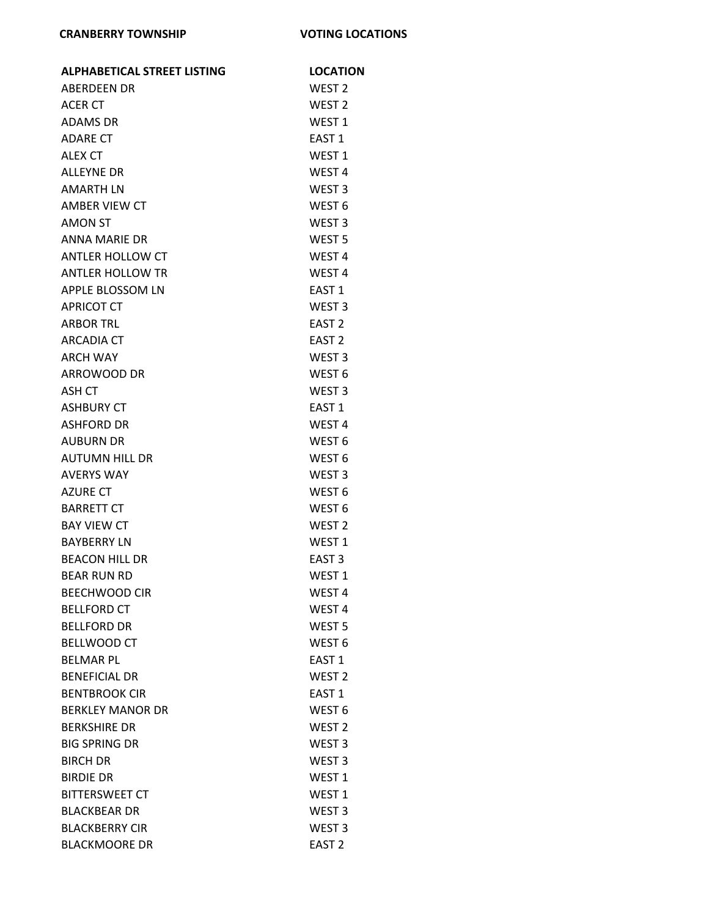**CRANBERRY TOWNSHIP** **VOTING LOCATIONS**

| ALPHABETICAL STREET LISTING | LOCATION |
|---|---|
| ABERDEEN DR | WEST 2 |
| ACER CT | WEST 2 |
| ADAMS DR | WEST 1 |
| ADARE CT | EAST 1 |
| ALEX CT | WEST 1 |
| ALLEYNE DR | WEST 4 |
| AMARTH LN | WEST 3 |
| AMBER VIEW CT | WEST 6 |
| AMON ST | WEST 3 |
| ANNA MARIE DR | WEST 5 |
| ANTLER HOLLOW CT | WEST 4 |
| ANTLER HOLLOW TR | WEST 4 |
| APPLE BLOSSOM LN | EAST 1 |
| APRICOT CT | WEST 3 |
| ARBOR TRL | EAST 2 |
| ARCADIA CT | EAST 2 |
| ARCH WAY | WEST 3 |
| ARROWOOD DR | WEST 6 |
| ASH CT | WEST 3 |
| ASHBURY CT | EAST 1 |
| ASHFORD DR | WEST 4 |
| AUBURN DR | WEST 6 |
| AUTUMN HILL DR | WEST 6 |
| AVERYS WAY | WEST 3 |
| AZURE CT | WEST 6 |
| BARRETT CT | WEST 6 |
| BAY VIEW CT | WEST 2 |
| BAYBERRY LN | WEST 1 |
| BEACON HILL DR | EAST 3 |
| BEAR RUN RD | WEST 1 |
| BEECHWOOD CIR | WEST 4 |
| BELLFORD CT | WEST 4 |
| BELLFORD DR | WEST 5 |
| BELLWOOD CT | WEST 6 |
| BELMAR PL | EAST 1 |
| BENEFICIAL DR | WEST 2 |
| BENTBROOK CIR | EAST 1 |
| BERKLEY MANOR DR | WEST 6 |
| BERKSHIRE DR | WEST 2 |
| BIG SPRING DR | WEST 3 |
| BIRCH DR | WEST 3 |
| BIRDIE DR | WEST 1 |
| BITTERSWEET CT | WEST 1 |
| BLACKBEAR DR | WEST 3 |
| BLACKBERRY CIR | WEST 3 |
| BLACKMOORE DR | EAST 2 |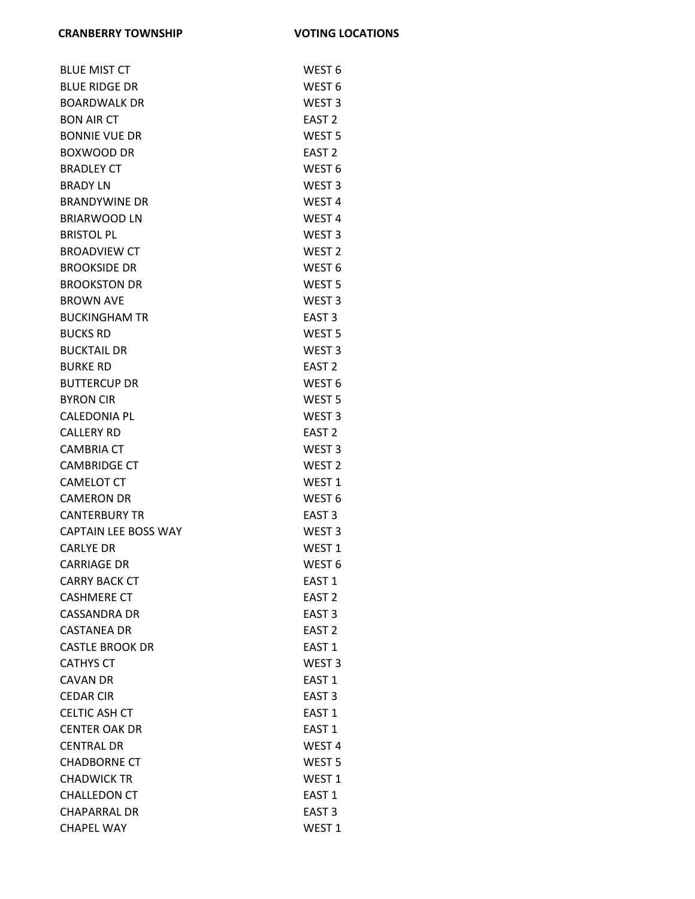| CRANBERRY TOWNSHIP | VOTING LOCATIONS |
| --- | --- |
| BLUE MIST CT | WEST 6 |
| BLUE RIDGE DR | WEST 6 |
| BOARDWALK DR | WEST 3 |
| BON AIR CT | EAST 2 |
| BONNIE VUE DR | WEST 5 |
| BOXWOOD DR | EAST 2 |
| BRADLEY CT | WEST 6 |
| BRADY LN | WEST 3 |
| BRANDYWINE DR | WEST 4 |
| BRIARWOOD LN | WEST 4 |
| BRISTOL PL | WEST 3 |
| BROADVIEW CT | WEST 2 |
| BROOKSIDE DR | WEST 6 |
| BROOKSTON DR | WEST 5 |
| BROWN AVE | WEST 3 |
| BUCKINGHAM TR | EAST 3 |
| BUCKS RD | WEST 5 |
| BUCKTAIL DR | WEST 3 |
| BURKE RD | EAST 2 |
| BUTTERCUP DR | WEST 6 |
| BYRON CIR | WEST 5 |
| CALEDONIA PL | WEST 3 |
| CALLERY RD | EAST 2 |
| CAMBRIA CT | WEST 3 |
| CAMBRIDGE CT | WEST 2 |
| CAMELOT CT | WEST 1 |
| CAMERON DR | WEST 6 |
| CANTERBURY TR | EAST 3 |
| CAPTAIN LEE BOSS WAY | WEST 3 |
| CARLYE DR | WEST 1 |
| CARRIAGE DR | WEST 6 |
| CARRY BACK CT | EAST 1 |
| CASHMERE CT | EAST 2 |
| CASSANDRA DR | EAST 3 |
| CASTANEA DR | EAST 2 |
| CASTLE BROOK DR | EAST 1 |
| CATHYS CT | WEST 3 |
| CAVAN DR | EAST 1 |
| CEDAR CIR | EAST 3 |
| CELTIC ASH CT | EAST 1 |
| CENTER OAK DR | EAST 1 |
| CENTRAL DR | WEST 4 |
| CHADBORNE CT | WEST 5 |
| CHADWICK TR | WEST 1 |
| CHALLEDON CT | EAST 1 |
| CHAPARRAL DR | EAST 3 |
| CHAPEL WAY | WEST 1 |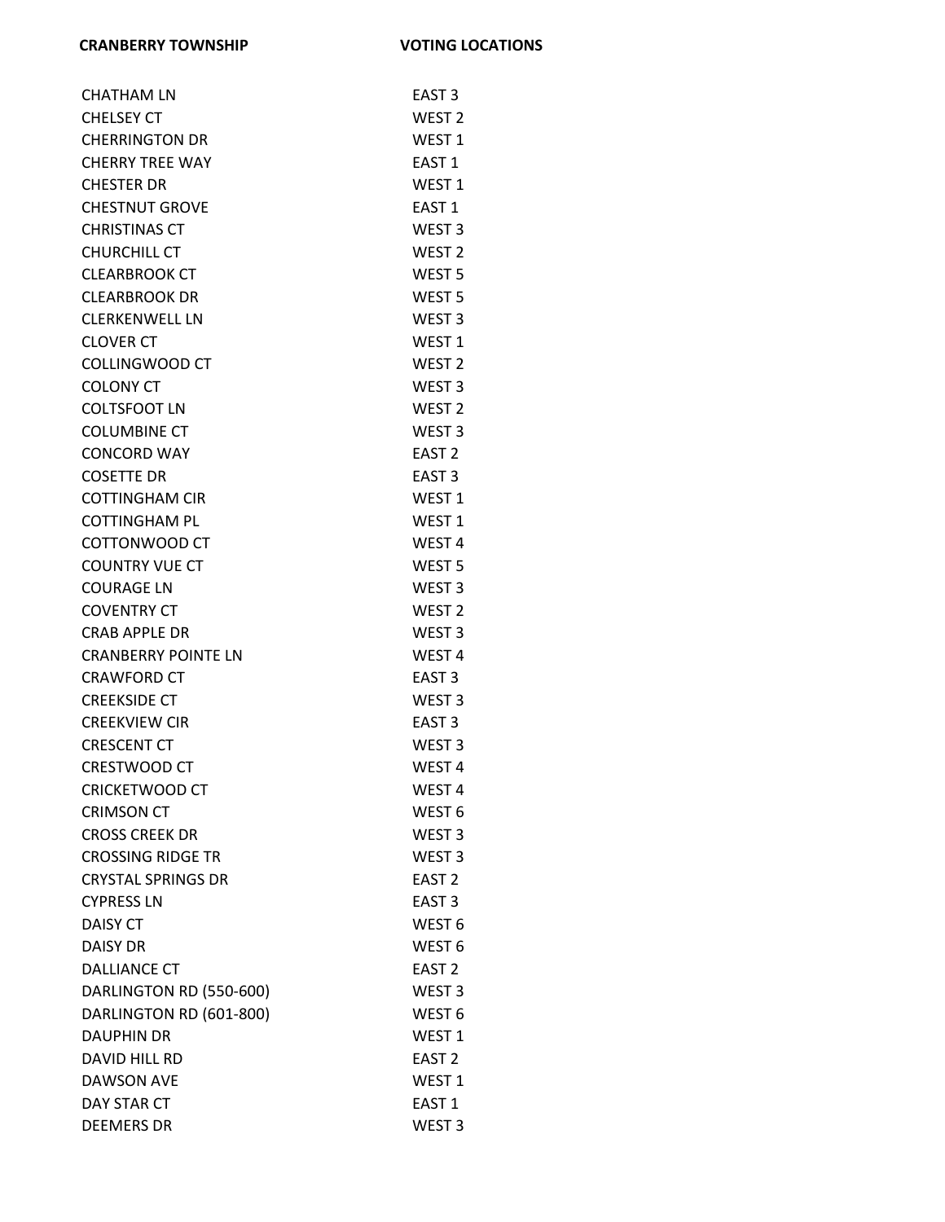| CRANBERRY TOWNSHIP | VOTING LOCATIONS |
|---|---|
| CHATHAM LN | EAST 3 |
| CHELSEY CT | WEST 2 |
| CHERRINGTON DR | WEST 1 |
| CHERRY TREE WAY | EAST 1 |
| CHESTER DR | WEST 1 |
| CHESTNUT GROVE | EAST 1 |
| CHRISTINAS CT | WEST 3 |
| CHURCHILL CT | WEST 2 |
| CLEARBROOK CT | WEST 5 |
| CLEARBROOK DR | WEST 5 |
| CLERKENWELL LN | WEST 3 |
| CLOVER CT | WEST 1 |
| COLLINGWOOD CT | WEST 2 |
| COLONY CT | WEST 3 |
| COLTSFOOT LN | WEST 2 |
| COLUMBINE CT | WEST 3 |
| CONCORD WAY | EAST 2 |
| COSETTE DR | EAST 3 |
| COTTINGHAM CIR | WEST 1 |
| COTTINGHAM PL | WEST 1 |
| COTTONWOOD CT | WEST 4 |
| COUNTRY VUE CT | WEST 5 |
| COURAGE LN | WEST 3 |
| COVENTRY CT | WEST 2 |
| CRAB APPLE DR | WEST 3 |
| CRANBERRY POINTE LN | WEST 4 |
| CRAWFORD CT | EAST 3 |
| CREEKSIDE CT | WEST 3 |
| CREEKVIEW CIR | EAST 3 |
| CRESCENT CT | WEST 3 |
| CRESTWOOD CT | WEST 4 |
| CRICKETWOOD CT | WEST 4 |
| CRIMSON CT | WEST 6 |
| CROSS CREEK DR | WEST 3 |
| CROSSING RIDGE TR | WEST 3 |
| CRYSTAL SPRINGS DR | EAST 2 |
| CYPRESS LN | EAST 3 |
| DAISY CT | WEST 6 |
| DAISY DR | WEST 6 |
| DALLIANCE CT | EAST 2 |
| DARLINGTON RD (550-600) | WEST 3 |
| DARLINGTON RD (601-800) | WEST 6 |
| DAUPHIN DR | WEST 1 |
| DAVID HILL RD | EAST 2 |
| DAWSON AVE | WEST 1 |
| DAY STAR CT | EAST 1 |
| DEEMERS DR | WEST 3 |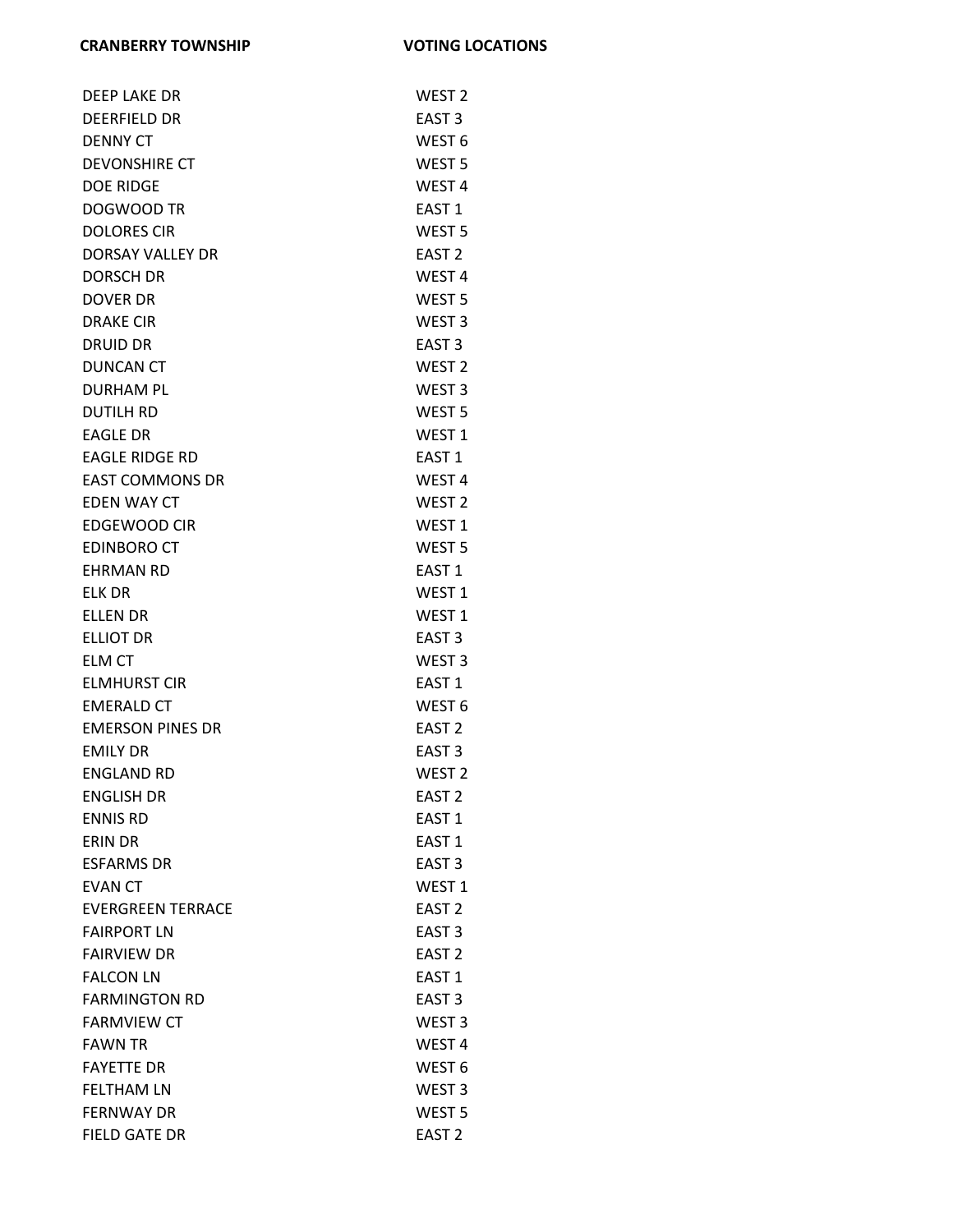| CRANBERRY TOWNSHIP | VOTING LOCATIONS |
|---|---|
| DEEP LAKE DR | WEST 2 |
| DEERFIELD DR | EAST 3 |
| DENNY CT | WEST 6 |
| DEVONSHIRE CT | WEST 5 |
| DOE RIDGE | WEST 4 |
| DOGWOOD TR | EAST 1 |
| DOLORES CIR | WEST 5 |
| DORSAY VALLEY DR | EAST 2 |
| DORSCH DR | WEST 4 |
| DOVER DR | WEST 5 |
| DRAKE CIR | WEST 3 |
| DRUID DR | EAST 3 |
| DUNCAN CT | WEST 2 |
| DURHAM PL | WEST 3 |
| DUTILH RD | WEST 5 |
| EAGLE DR | WEST 1 |
| EAGLE RIDGE RD | EAST 1 |
| EAST COMMONS DR | WEST 4 |
| EDEN WAY CT | WEST 2 |
| EDGEWOOD CIR | WEST 1 |
| EDINBORO CT | WEST 5 |
| EHRMAN RD | EAST 1 |
| ELK DR | WEST 1 |
| ELLEN DR | WEST 1 |
| ELLIOT DR | EAST 3 |
| ELM CT | WEST 3 |
| ELMHURST CIR | EAST 1 |
| EMERALD CT | WEST 6 |
| EMERSON PINES DR | EAST 2 |
| EMILY DR | EAST 3 |
| ENGLAND RD | WEST 2 |
| ENGLISH DR | EAST 2 |
| ENNIS RD | EAST 1 |
| ERIN DR | EAST 1 |
| ESFARMS DR | EAST 3 |
| EVAN CT | WEST 1 |
| EVERGREEN TERRACE | EAST 2 |
| FAIRPORT LN | EAST 3 |
| FAIRVIEW DR | EAST 2 |
| FALCON LN | EAST 1 |
| FARMINGTON RD | EAST 3 |
| FARMVIEW CT | WEST 3 |
| FAWN TR | WEST 4 |
| FAYETTE DR | WEST 6 |
| FELTHAM LN | WEST 3 |
| FERNWAY DR | WEST 5 |
| FIELD GATE DR | EAST 2 |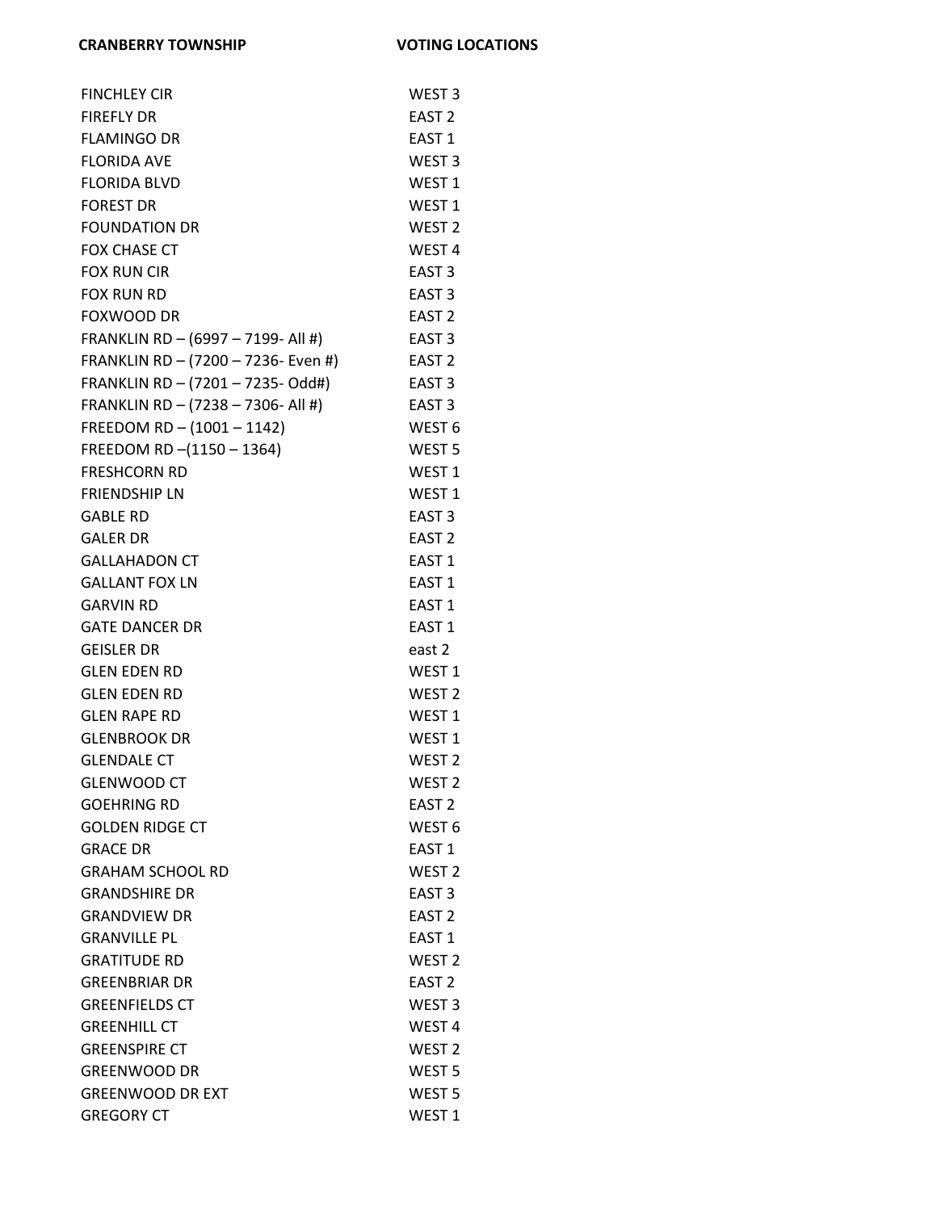| CRANBERRY TOWNSHIP | VOTING LOCATIONS |
| --- | --- |
| FINCHLEY CIR | WEST 3 |
| FIREFLY DR | EAST 2 |
| FLAMINGO DR | EAST 1 |
| FLORIDA AVE | WEST 3 |
| FLORIDA BLVD | WEST 1 |
| FOREST DR | WEST 1 |
| FOUNDATION DR | WEST 2 |
| FOX CHASE CT | WEST 4 |
| FOX RUN CIR | EAST 3 |
| FOX RUN RD | EAST 3 |
| FOXWOOD DR | EAST 2 |
| FRANKLIN RD – (6997 – 7199- All #) | EAST 3 |
| FRANKLIN RD – (7200 – 7236- Even #) | EAST 2 |
| FRANKLIN RD – (7201 – 7235- Odd#) | EAST 3 |
| FRANKLIN RD – (7238 – 7306- All #) | EAST 3 |
| FREEDOM RD – (1001 – 1142) | WEST 6 |
| FREEDOM RD –(1150 – 1364) | WEST 5 |
| FRESHCORN RD | WEST 1 |
| FRIENDSHIP LN | WEST 1 |
| GABLE RD | EAST 3 |
| GALER DR | EAST 2 |
| GALLAHADON CT | EAST 1 |
| GALLANT FOX LN | EAST 1 |
| GARVIN RD | EAST 1 |
| GATE DANCER DR | EAST 1 |
| GEISLER DR | east 2 |
| GLEN EDEN RD | WEST 1 |
| GLEN EDEN RD | WEST 2 |
| GLEN RAPE RD | WEST 1 |
| GLENBROOK DR | WEST 1 |
| GLENDALE CT | WEST 2 |
| GLENWOOD CT | WEST 2 |
| GOEHRING RD | EAST 2 |
| GOLDEN RIDGE CT | WEST 6 |
| GRACE DR | EAST 1 |
| GRAHAM SCHOOL RD | WEST 2 |
| GRANDSHIRE DR | EAST 3 |
| GRANDVIEW DR | EAST 2 |
| GRANVILLE PL | EAST 1 |
| GRATITUDE RD | WEST 2 |
| GREENBRIAR DR | EAST 2 |
| GREENFIELDS CT | WEST 3 |
| GREENHILL CT | WEST 4 |
| GREENSPIRE CT | WEST 2 |
| GREENWOOD DR | WEST 5 |
| GREENWOOD DR EXT | WEST 5 |
| GREGORY CT | WEST 1 |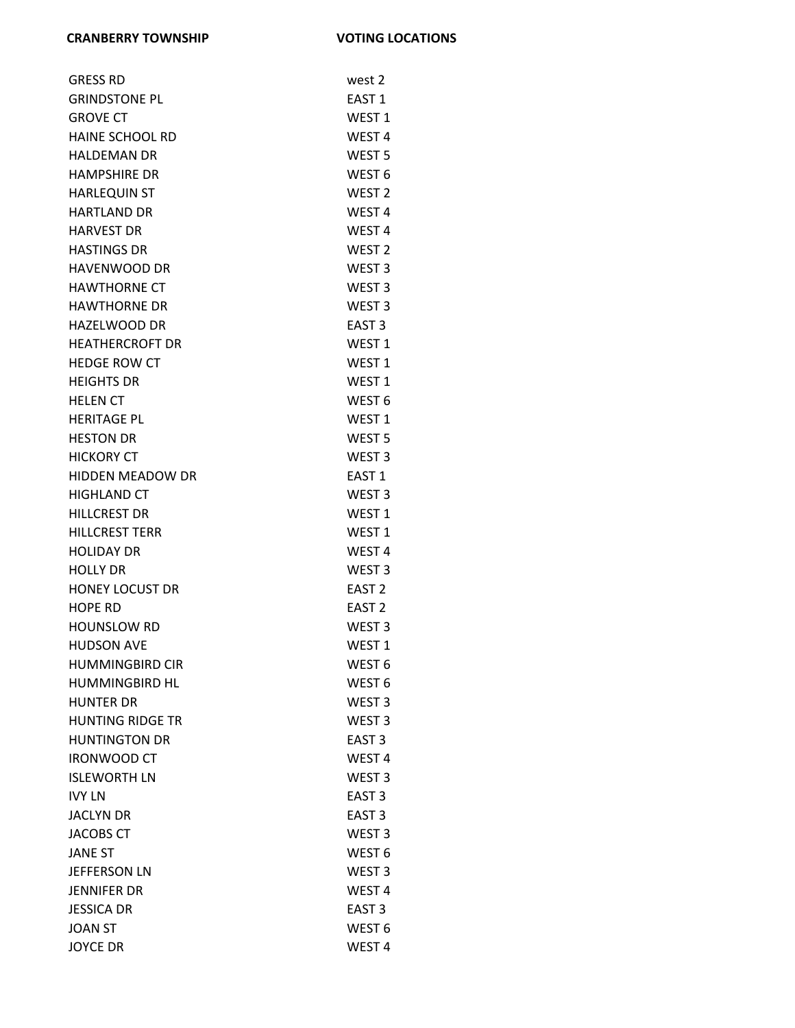| CRANBERRY TOWNSHIP | VOTING LOCATIONS |
|---|---|
| GRESS RD | west 2 |
| GRINDSTONE PL | EAST 1 |
| GROVE CT | WEST 1 |
| HAINE SCHOOL RD | WEST 4 |
| HALDEMAN DR | WEST 5 |
| HAMPSHIRE DR | WEST 6 |
| HARLEQUIN ST | WEST 2 |
| HARTLAND DR | WEST 4 |
| HARVEST DR | WEST 4 |
| HASTINGS DR | WEST 2 |
| HAVENWOOD DR | WEST 3 |
| HAWTHORNE CT | WEST 3 |
| HAWTHORNE DR | WEST 3 |
| HAZELWOOD DR | EAST 3 |
| HEATHERCROFT DR | WEST 1 |
| HEDGE ROW CT | WEST 1 |
| HEIGHTS DR | WEST 1 |
| HELEN CT | WEST 6 |
| HERITAGE PL | WEST 1 |
| HESTON DR | WEST 5 |
| HICKORY CT | WEST 3 |
| HIDDEN MEADOW DR | EAST 1 |
| HIGHLAND CT | WEST 3 |
| HILLCREST DR | WEST 1 |
| HILLCREST TERR | WEST 1 |
| HOLIDAY DR | WEST 4 |
| HOLLY DR | WEST 3 |
| HONEY LOCUST DR | EAST 2 |
| HOPE RD | EAST 2 |
| HOUNSLOW RD | WEST 3 |
| HUDSON AVE | WEST 1 |
| HUMMINGBIRD CIR | WEST 6 |
| HUMMINGBIRD HL | WEST 6 |
| HUNTER DR | WEST 3 |
| HUNTING RIDGE TR | WEST 3 |
| HUNTINGTON DR | EAST 3 |
| IRONWOOD CT | WEST 4 |
| ISLEWORTH LN | WEST 3 |
| IVY LN | EAST 3 |
| JACLYN DR | EAST 3 |
| JACOBS CT | WEST 3 |
| JANE ST | WEST 6 |
| JEFFERSON LN | WEST 3 |
| JENNIFER DR | WEST 4 |
| JESSICA DR | EAST 3 |
| JOAN ST | WEST 6 |
| JOYCE DR | WEST 4 |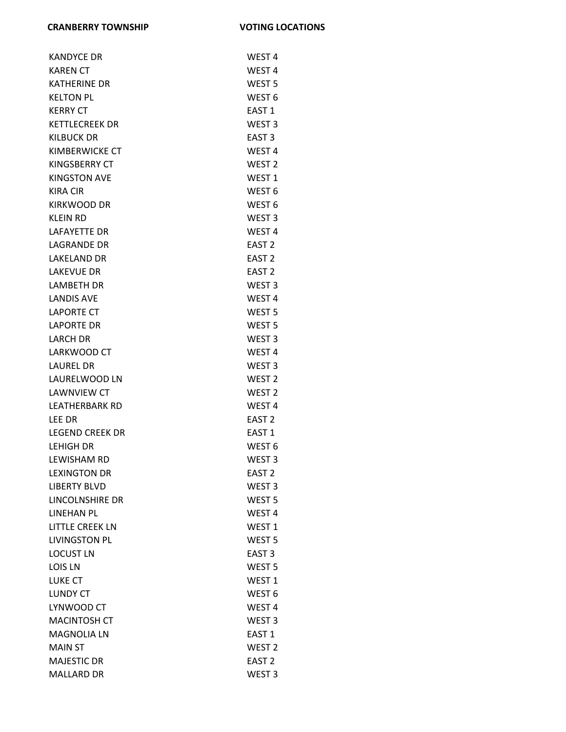| CRANBERRY TOWNSHIP | VOTING LOCATIONS |
|---|---|
| KANDYCE DR | WEST 4 |
| KAREN CT | WEST 4 |
| KATHERINE DR | WEST 5 |
| KELTON PL | WEST 6 |
| KERRY CT | EAST 1 |
| KETTLECREEK DR | WEST 3 |
| KILBUCK DR | EAST 3 |
| KIMBERWICKE CT | WEST 4 |
| KINGSBERRY CT | WEST 2 |
| KINGSTON AVE | WEST 1 |
| KIRA CIR | WEST 6 |
| KIRKWOOD DR | WEST 6 |
| KLEIN RD | WEST 3 |
| LAFAYETTE DR | WEST 4 |
| LAGRANDE DR | EAST 2 |
| LAKELAND DR | EAST 2 |
| LAKEVUE DR | EAST 2 |
| LAMBETH DR | WEST 3 |
| LANDIS AVE | WEST 4 |
| LAPORTE CT | WEST 5 |
| LAPORTE DR | WEST 5 |
| LARCH DR | WEST 3 |
| LARKWOOD CT | WEST 4 |
| LAUREL DR | WEST 3 |
| LAURELWOOD LN | WEST 2 |
| LAWNVIEW CT | WEST 2 |
| LEATHERBARK RD | WEST 4 |
| LEE DR | EAST 2 |
| LEGEND CREEK DR | EAST 1 |
| LEHIGH DR | WEST 6 |
| LEWISHAM RD | WEST 3 |
| LEXINGTON DR | EAST 2 |
| LIBERTY BLVD | WEST 3 |
| LINCOLNSHIRE DR | WEST 5 |
| LINEHAN PL | WEST 4 |
| LITTLE CREEK LN | WEST 1 |
| LIVINGSTON PL | WEST 5 |
| LOCUST LN | EAST 3 |
| LOIS LN | WEST 5 |
| LUKE CT | WEST 1 |
| LUNDY CT | WEST 6 |
| LYNWOOD CT | WEST 4 |
| MACINTOSH CT | WEST 3 |
| MAGNOLIA LN | EAST 1 |
| MAIN ST | WEST 2 |
| MAJESTIC DR | EAST 2 |
| MALLARD DR | WEST 3 |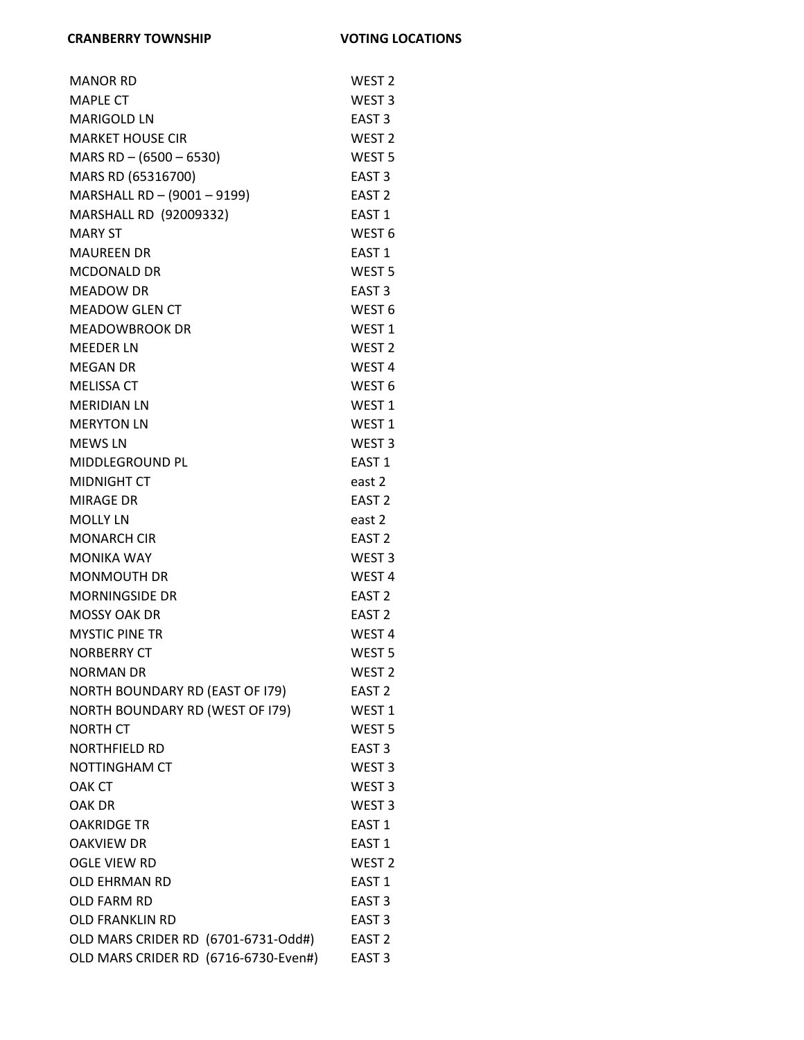| CRANBERRY TOWNSHIP | VOTING LOCATIONS |
|---|---|
| MANOR RD | WEST 2 |
| MAPLE CT | WEST 3 |
| MARIGOLD LN | EAST 3 |
| MARKET HOUSE CIR | WEST 2 |
| MARS RD – (6500 – 6530) | WEST 5 |
| MARS RD (65316700) | EAST 3 |
| MARSHALL RD – (9001 – 9199) | EAST 2 |
| MARSHALL RD (92009332) | EAST 1 |
| MARY ST | WEST 6 |
| MAUREEN DR | EAST 1 |
| MCDONALD DR | WEST 5 |
| MEADOW DR | EAST 3 |
| MEADOW GLEN CT | WEST 6 |
| MEADOWBROOK DR | WEST 1 |
| MEEDER LN | WEST 2 |
| MEGAN DR | WEST 4 |
| MELISSA CT | WEST 6 |
| MERIDIAN LN | WEST 1 |
| MERYTON LN | WEST 1 |
| MEWS LN | WEST 3 |
| MIDDLEGROUND PL | EAST 1 |
| MIDNIGHT CT | east 2 |
| MIRAGE DR | EAST 2 |
| MOLLY LN | east 2 |
| MONARCH CIR | EAST 2 |
| MONIKA WAY | WEST 3 |
| MONMOUTH DR | WEST 4 |
| MORNINGSIDE DR | EAST 2 |
| MOSSY OAK DR | EAST 2 |
| MYSTIC PINE TR | WEST 4 |
| NORBERRY CT | WEST 5 |
| NORMAN DR | WEST 2 |
| NORTH BOUNDARY RD (EAST OF I79) | EAST 2 |
| NORTH BOUNDARY RD (WEST OF I79) | WEST 1 |
| NORTH CT | WEST 5 |
| NORTHFIELD RD | EAST 3 |
| NOTTINGHAM CT | WEST 3 |
| OAK CT | WEST 3 |
| OAK DR | WEST 3 |
| OAKRIDGE TR | EAST 1 |
| OAKVIEW DR | EAST 1 |
| OGLE VIEW RD | WEST 2 |
| OLD EHRMAN RD | EAST 1 |
| OLD FARM RD | EAST 3 |
| OLD FRANKLIN RD | EAST 3 |
| OLD MARS CRIDER RD (6701-6731-Odd#) | EAST 2 |
| OLD MARS CRIDER RD (6716-6730-Even#) | EAST 3 |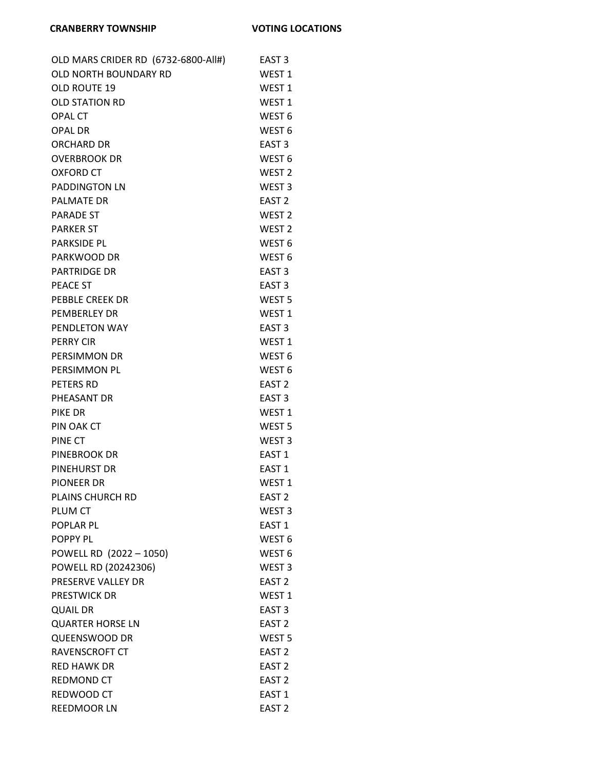| CRANBERRY TOWNSHIP | VOTING LOCATIONS |
| --- | --- |
| OLD MARS CRIDER RD (6732-6800-All#) | EAST 3 |
| OLD NORTH BOUNDARY RD | WEST 1 |
| OLD ROUTE 19 | WEST 1 |
| OLD STATION RD | WEST 1 |
| OPAL CT | WEST 6 |
| OPAL DR | WEST 6 |
| ORCHARD DR | EAST 3 |
| OVERBROOK DR | WEST 6 |
| OXFORD CT | WEST 2 |
| PADDINGTON LN | WEST 3 |
| PALMATE DR | EAST 2 |
| PARADE ST | WEST 2 |
| PARKER ST | WEST 2 |
| PARKSIDE PL | WEST 6 |
| PARKWOOD DR | WEST 6 |
| PARTRIDGE DR | EAST 3 |
| PEACE ST | EAST 3 |
| PEBBLE CREEK DR | WEST 5 |
| PEMBERLEY DR | WEST 1 |
| PENDLETON WAY | EAST 3 |
| PERRY CIR | WEST 1 |
| PERSIMMON DR | WEST 6 |
| PERSIMMON PL | WEST 6 |
| PETERS RD | EAST 2 |
| PHEASANT DR | EAST 3 |
| PIKE DR | WEST 1 |
| PIN OAK CT | WEST 5 |
| PINE CT | WEST 3 |
| PINEBROOK DR | EAST 1 |
| PINEHURST DR | EAST 1 |
| PIONEER DR | WEST 1 |
| PLAINS CHURCH RD | EAST 2 |
| PLUM CT | WEST 3 |
| POPLAR PL | EAST 1 |
| POPPY PL | WEST 6 |
| POWELL RD (2022 – 1050) | WEST 6 |
| POWELL RD (20242306) | WEST 3 |
| PRESERVE VALLEY DR | EAST 2 |
| PRESTWICK DR | WEST 1 |
| QUAIL DR | EAST 3 |
| QUARTER HORSE LN | EAST 2 |
| QUEENSWOOD DR | WEST 5 |
| RAVENSCROFT CT | EAST 2 |
| RED HAWK DR | EAST 2 |
| REDMOND CT | EAST 2 |
| REDWOOD CT | EAST 1 |
| REEDMOOR LN | EAST 2 |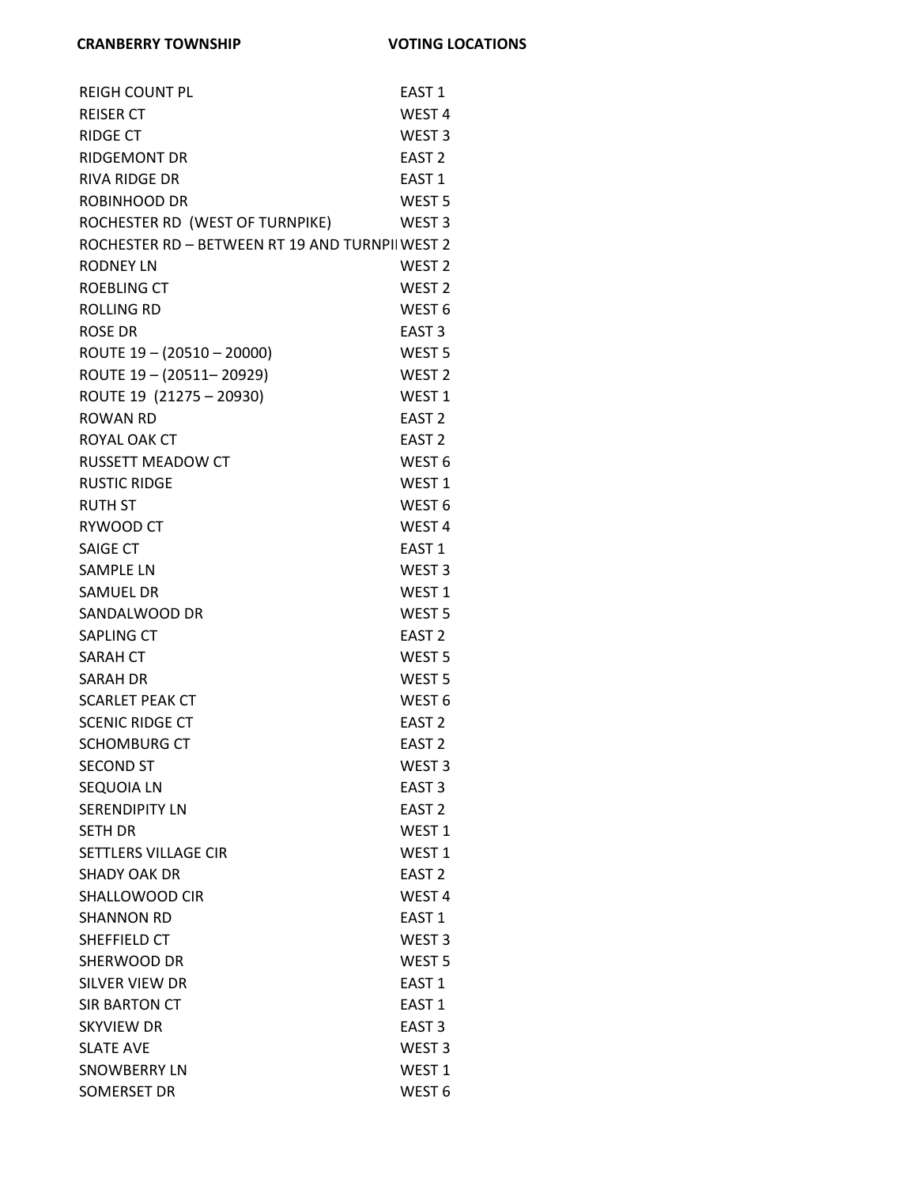| CRANBERRY TOWNSHIP | VOTING LOCATIONS |
|---|---|
| REIGH COUNT PL | EAST 1 |
| REISER CT | WEST 4 |
| RIDGE CT | WEST 3 |
| RIDGEMONT DR | EAST 2 |
| RIVA RIDGE DR | EAST 1 |
| ROBINHOOD DR | WEST 5 |
| ROCHESTER RD (WEST OF TURNPIKE) | WEST 3 |
| ROCHESTER RD – BETWEEN RT 19 AND TURNPI | WEST 2 |
| RODNEY LN | WEST 2 |
| ROEBLING CT | WEST 2 |
| ROLLING RD | WEST 6 |
| ROSE DR | EAST 3 |
| ROUTE 19 – (20510 – 20000) | WEST 5 |
| ROUTE 19 – (20511– 20929) | WEST 2 |
| ROUTE 19 (21275 – 20930) | WEST 1 |
| ROWAN RD | EAST 2 |
| ROYAL OAK CT | EAST 2 |
| RUSSETT MEADOW CT | WEST 6 |
| RUSTIC RIDGE | WEST 1 |
| RUTH ST | WEST 6 |
| RYWOOD CT | WEST 4 |
| SAIGE CT | EAST 1 |
| SAMPLE LN | WEST 3 |
| SAMUEL DR | WEST 1 |
| SANDALWOOD DR | WEST 5 |
| SAPLING CT | EAST 2 |
| SARAH CT | WEST 5 |
| SARAH DR | WEST 5 |
| SCARLET PEAK CT | WEST 6 |
| SCENIC RIDGE CT | EAST 2 |
| SCHOMBURG CT | EAST 2 |
| SECOND ST | WEST 3 |
| SEQUOIA LN | EAST 3 |
| SERENDIPITY LN | EAST 2 |
| SETH DR | WEST 1 |
| SETTLERS VILLAGE CIR | WEST 1 |
| SHADY OAK DR | EAST 2 |
| SHALLOWOOD CIR | WEST 4 |
| SHANNON RD | EAST 1 |
| SHEFFIELD CT | WEST 3 |
| SHERWOOD DR | WEST 5 |
| SILVER VIEW DR | EAST 1 |
| SIR BARTON CT | EAST 1 |
| SKYVIEW DR | EAST 3 |
| SLATE AVE | WEST 3 |
| SNOWBERRY LN | WEST 1 |
| SOMERSET DR | WEST 6 |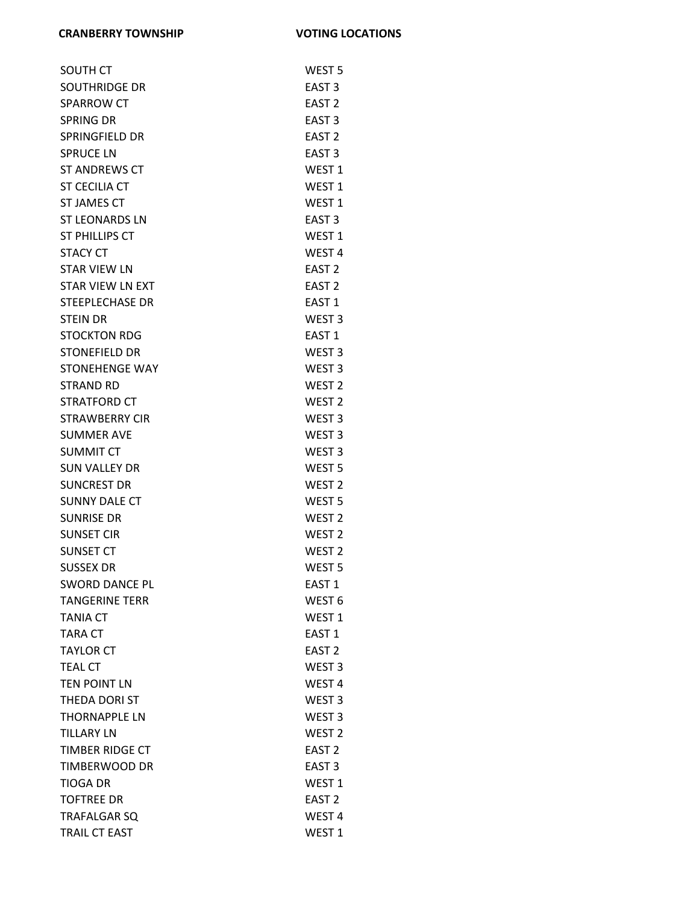| CRANBERRY TOWNSHIP | VOTING LOCATIONS |
|---|---|
| SOUTH CT | WEST 5 |
| SOUTHRIDGE DR | EAST 3 |
| SPARROW CT | EAST 2 |
| SPRING DR | EAST 3 |
| SPRINGFIELD DR | EAST 2 |
| SPRUCE LN | EAST 3 |
| ST ANDREWS CT | WEST 1 |
| ST CECILIA CT | WEST 1 |
| ST JAMES CT | WEST 1 |
| ST LEONARDS LN | EAST 3 |
| ST PHILLIPS CT | WEST 1 |
| STACY CT | WEST 4 |
| STAR VIEW LN | EAST 2 |
| STAR VIEW LN EXT | EAST 2 |
| STEEPLECHASE DR | EAST 1 |
| STEIN DR | WEST 3 |
| STOCKTON RDG | EAST 1 |
| STONEFIELD DR | WEST 3 |
| STONEHENGE WAY | WEST 3 |
| STRAND RD | WEST 2 |
| STRATFORD CT | WEST 2 |
| STRAWBERRY CIR | WEST 3 |
| SUMMER AVE | WEST 3 |
| SUMMIT CT | WEST 3 |
| SUN VALLEY DR | WEST 5 |
| SUNCREST DR | WEST 2 |
| SUNNY DALE CT | WEST 5 |
| SUNRISE DR | WEST 2 |
| SUNSET CIR | WEST 2 |
| SUNSET CT | WEST 2 |
| SUSSEX DR | WEST 5 |
| SWORD DANCE PL | EAST 1 |
| TANGERINE TERR | WEST 6 |
| TANIA CT | WEST 1 |
| TARA CT | EAST 1 |
| TAYLOR CT | EAST 2 |
| TEAL CT | WEST 3 |
| TEN POINT LN | WEST 4 |
| THEDA DORI ST | WEST 3 |
| THORNAPPLE LN | WEST 3 |
| TILLARY LN | WEST 2 |
| TIMBER RIDGE CT | EAST 2 |
| TIMBERWOOD DR | EAST 3 |
| TIOGA DR | WEST 1 |
| TOFTREE DR | EAST 2 |
| TRAFALGAR SQ | WEST 4 |
| TRAIL CT EAST | WEST 1 |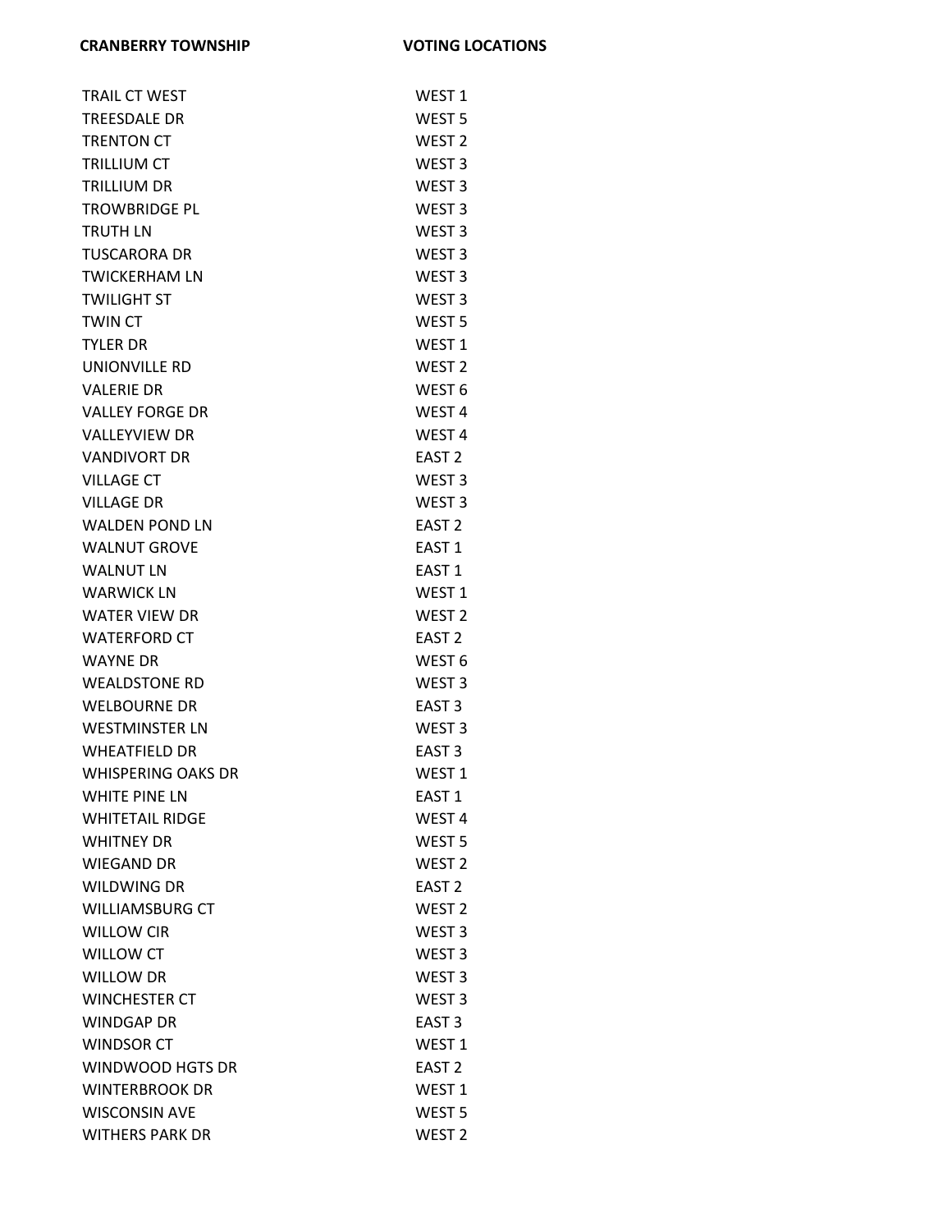| CRANBERRY TOWNSHIP | VOTING LOCATIONS |
|---|---|
| TRAIL CT WEST | WEST 1 |
| TREESDALE DR | WEST 5 |
| TRENTON CT | WEST 2 |
| TRILLIUM CT | WEST 3 |
| TRILLIUM DR | WEST 3 |
| TROWBRIDGE PL | WEST 3 |
| TRUTH LN | WEST 3 |
| TUSCARORA DR | WEST 3 |
| TWICKERHAM LN | WEST 3 |
| TWILIGHT ST | WEST 3 |
| TWIN CT | WEST 5 |
| TYLER DR | WEST 1 |
| UNIONVILLE RD | WEST 2 |
| VALERIE DR | WEST 6 |
| VALLEY FORGE DR | WEST 4 |
| VALLEYVIEW DR | WEST 4 |
| VANDIVORT DR | EAST 2 |
| VILLAGE CT | WEST 3 |
| VILLAGE DR | WEST 3 |
| WALDEN POND LN | EAST 2 |
| WALNUT GROVE | EAST 1 |
| WALNUT LN | EAST 1 |
| WARWICK LN | WEST 1 |
| WATER VIEW DR | WEST 2 |
| WATERFORD CT | EAST 2 |
| WAYNE DR | WEST 6 |
| WEALDSTONE RD | WEST 3 |
| WELBOURNE DR | EAST 3 |
| WESTMINSTER LN | WEST 3 |
| WHEATFIELD DR | EAST 3 |
| WHISPERING OAKS DR | WEST 1 |
| WHITE PINE LN | EAST 1 |
| WHITETAIL RIDGE | WEST 4 |
| WHITNEY DR | WEST 5 |
| WIEGAND DR | WEST 2 |
| WILDWING DR | EAST 2 |
| WILLIAMSBURG CT | WEST 2 |
| WILLOW CIR | WEST 3 |
| WILLOW CT | WEST 3 |
| WILLOW DR | WEST 3 |
| WINCHESTER CT | WEST 3 |
| WINDGAP DR | EAST 3 |
| WINDSOR CT | WEST 1 |
| WINDWOOD HGTS DR | EAST 2 |
| WINTERBROOK DR | WEST 1 |
| WISCONSIN AVE | WEST 5 |
| WITHERS PARK DR | WEST 2 |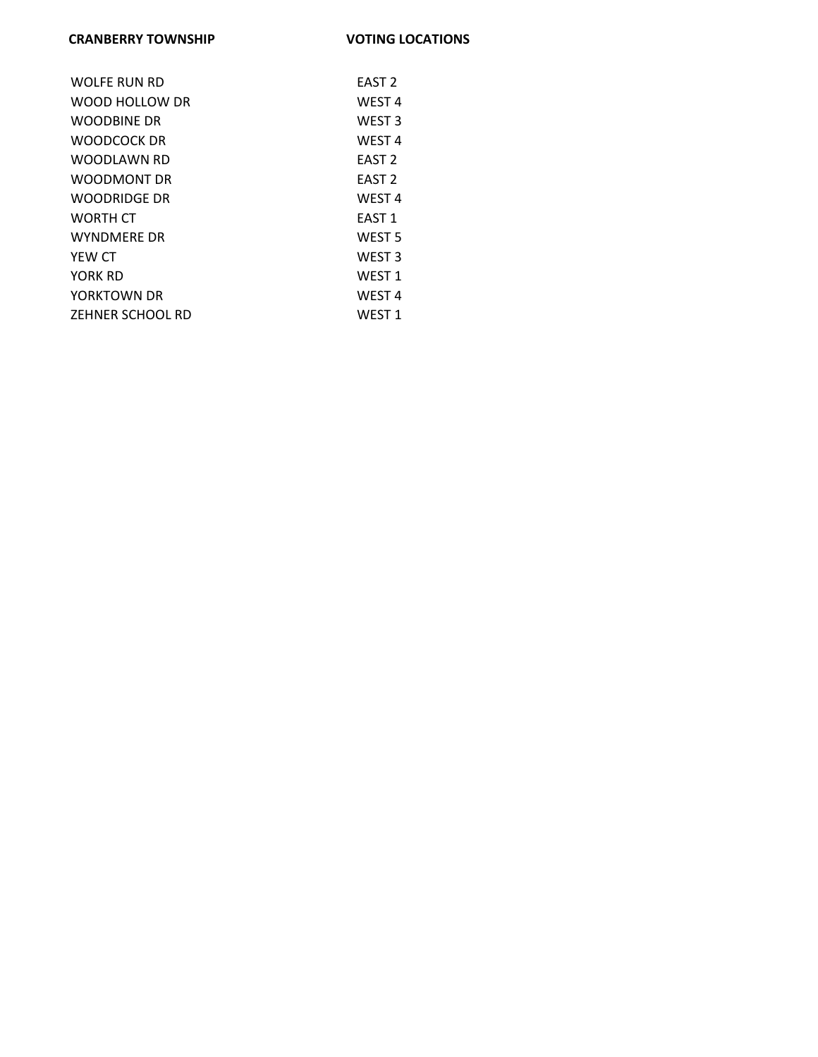| CRANBERRY TOWNSHIP | VOTING LOCATIONS |
|---|---|
| WOLFE RUN RD | EAST 2 |
| WOOD HOLLOW DR | WEST 4 |
| WOODBINE DR | WEST 3 |
| WOODCOCK DR | WEST 4 |
| WOODLAWN RD | EAST 2 |
| WOODMONT DR | EAST 2 |
| WOODRIDGE DR | WEST 4 |
| WORTH CT | EAST 1 |
| WYNDMERE DR | WEST 5 |
| YEW CT | WEST 3 |
| YORK RD | WEST 1 |
| YORKTOWN DR | WEST 4 |
| ZEHNER SCHOOL RD | WEST 1 |